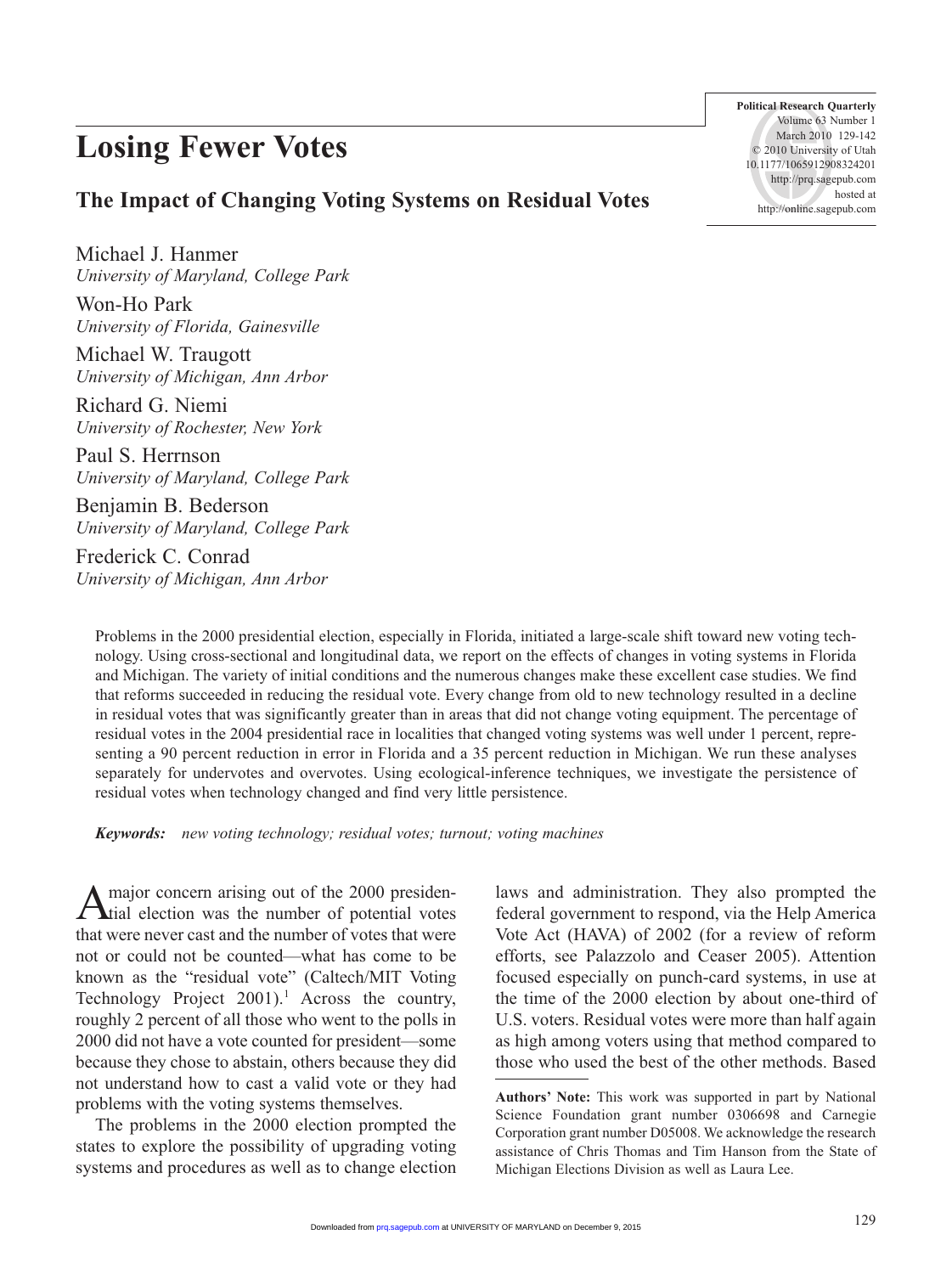# Losing Fewer Votes

## The Impact of Changing Voting Systems on Residual Votes

Michael J. Hanmer
*University of Maryland, College Park*

Won-Ho Park
*University of Florida, Gainesville*

Michael W. Traugott
*University of Michigan, Ann Arbor*

Richard G. Niemi
*University of Rochester, New York*

Paul S. Herrnson
*University of Maryland, College Park*

Benjamin B. Bederson
*University of Maryland, College Park*

Frederick C. Conrad
*University of Michigan, Ann Arbor*

Problems in the 2000 presidential election, especially in Florida, initiated a large-scale shift toward new voting technology. Using cross-sectional and longitudinal data, we report on the effects of changes in voting systems in Florida and Michigan. The variety of initial conditions and the numerous changes make these excellent case studies. We find that reforms succeeded in reducing the residual vote. Every change from old to new technology resulted in a decline in residual votes that was significantly greater than in areas that did not change voting equipment. The percentage of residual votes in the 2004 presidential race in localities that changed voting systems was well under 1 percent, representing a 90 percent reduction in error in Florida and a 35 percent reduction in Michigan. We run these analyses separately for undervotes and overvotes. Using ecological-inference techniques, we investigate the persistence of residual votes when technology changed and find very little persistence.

***Keywords:*** *new voting technology; residual votes; turnout; voting machines*

A major concern arising out of the 2000 presidential election was the number of potential votes that were never cast and the number of votes that were not or could not be counted—what has come to be known as the "residual vote" (Caltech/MIT Voting Technology Project 2001).[1] Across the country, roughly 2 percent of all those who went to the polls in 2000 did not have a vote counted for president—some because they chose to abstain, others because they did not understand how to cast a valid vote or they had problems with the voting systems themselves.

The problems in the 2000 election prompted the states to explore the possibility of upgrading voting systems and procedures as well as to change election laws and administration. They also prompted the federal government to respond, via the Help America Vote Act (HAVA) of 2002 (for a review of reform efforts, see Palazzolo and Ceaser 2005). Attention focused especially on punch-card systems, in use at the time of the 2000 election by about one-third of U.S. voters. Residual votes were more than half again as high among voters using that method compared to those who used the best of the other methods. Based

**Authors' Note:** This work was supported in part by National Science Foundation grant number 0306698 and Carnegie Corporation grant number D05008. We acknowledge the research assistance of Chris Thomas and Tim Hanson from the State of Michigan Elections Division as well as Laura Lee.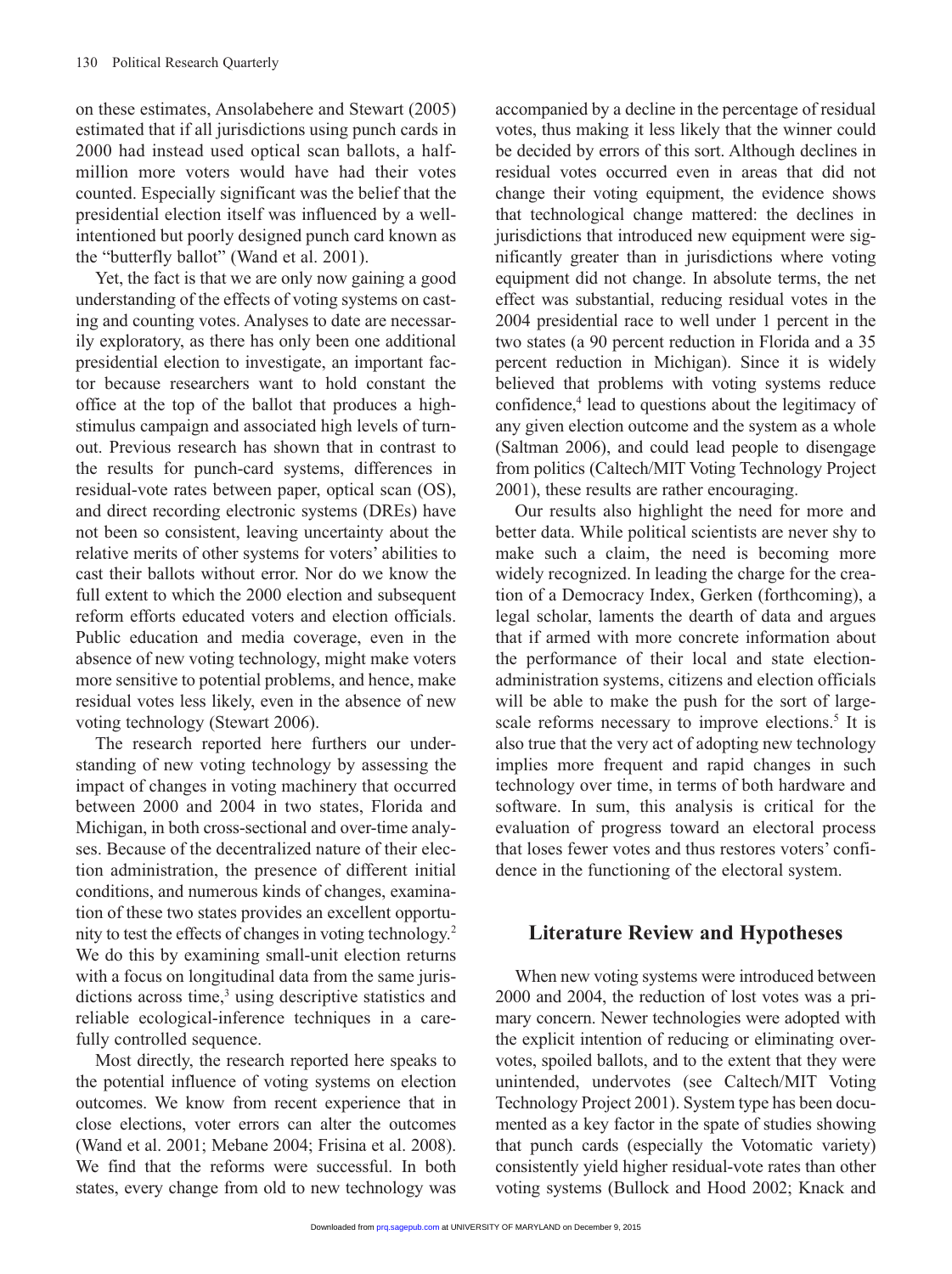on these estimates, Ansolabehere and Stewart (2005) estimated that if all jurisdictions using punch cards in 2000 had instead used optical scan ballots, a half-million more voters would have had their votes counted. Especially significant was the belief that the presidential election itself was influenced by a well-intentioned but poorly designed punch card known as the "butterfly ballot" (Wand et al. 2001).

Yet, the fact is that we are only now gaining a good understanding of the effects of voting systems on casting and counting votes. Analyses to date are necessarily exploratory, as there has only been one additional presidential election to investigate, an important factor because researchers want to hold constant the office at the top of the ballot that produces a high-stimulus campaign and associated high levels of turnout. Previous research has shown that in contrast to the results for punch-card systems, differences in residual-vote rates between paper, optical scan (OS), and direct recording electronic systems (DREs) have not been so consistent, leaving uncertainty about the relative merits of other systems for voters' abilities to cast their ballots without error. Nor do we know the full extent to which the 2000 election and subsequent reform efforts educated voters and election officials. Public education and media coverage, even in the absence of new voting technology, might make voters more sensitive to potential problems, and hence, make residual votes less likely, even in the absence of new voting technology (Stewart 2006).

The research reported here furthers our understanding of new voting technology by assessing the impact of changes in voting machinery that occurred between 2000 and 2004 in two states, Florida and Michigan, in both cross-sectional and over-time analyses. Because of the decentralized nature of their election administration, the presence of different initial conditions, and numerous kinds of changes, examination of these two states provides an excellent opportunity to test the effects of changes in voting technology.[2] We do this by examining small-unit election returns with a focus on longitudinal data from the same jurisdictions across time,[3] using descriptive statistics and reliable ecological-inference techniques in a carefully controlled sequence.

Most directly, the research reported here speaks to the potential influence of voting systems on election outcomes. We know from recent experience that in close elections, voter errors can alter the outcomes (Wand et al. 2001; Mebane 2004; Frisina et al. 2008). We find that the reforms were successful. In both states, every change from old to new technology was accompanied by a decline in the percentage of residual votes, thus making it less likely that the winner could be decided by errors of this sort. Although declines in residual votes occurred even in areas that did not change their voting equipment, the evidence shows that technological change mattered: the declines in jurisdictions that introduced new equipment were significantly greater than in jurisdictions where voting equipment did not change. In absolute terms, the net effect was substantial, reducing residual votes in the 2004 presidential race to well under 1 percent in the two states (a 90 percent reduction in Florida and a 35 percent reduction in Michigan). Since it is widely believed that problems with voting systems reduce confidence,[4] lead to questions about the legitimacy of any given election outcome and the system as a whole (Saltman 2006), and could lead people to disengage from politics (Caltech/MIT Voting Technology Project 2001), these results are rather encouraging.

Our results also highlight the need for more and better data. While political scientists are never shy to make such a claim, the need is becoming more widely recognized. In leading the charge for the creation of a Democracy Index, Gerken (forthcoming), a legal scholar, laments the dearth of data and argues that if armed with more concrete information about the performance of their local and state election-administration systems, citizens and election officials will be able to make the push for the sort of large-scale reforms necessary to improve elections.[5] It is also true that the very act of adopting new technology implies more frequent and rapid changes in such technology over time, in terms of both hardware and software. In sum, this analysis is critical for the evaluation of progress toward an electoral process that loses fewer votes and thus restores voters' confidence in the functioning of the electoral system.

## Literature Review and Hypotheses

When new voting systems were introduced between 2000 and 2004, the reduction of lost votes was a primary concern. Newer technologies were adopted with the explicit intention of reducing or eliminating overvotes, spoiled ballots, and to the extent that they were unintended, undervotes (see Caltech/MIT Voting Technology Project 2001). System type has been documented as a key factor in the spate of studies showing that punch cards (especially the Votomatic variety) consistently yield higher residual-vote rates than other voting systems (Bullock and Hood 2002; Knack and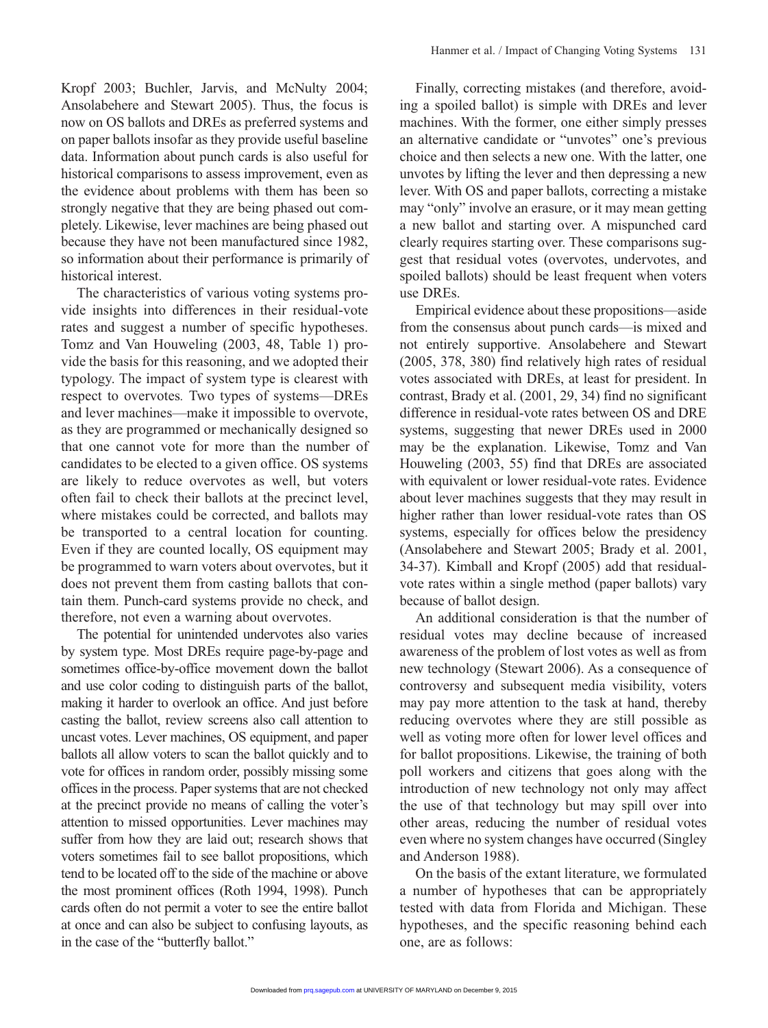Kropf 2003; Buchler, Jarvis, and McNulty 2004; Ansolabehere and Stewart 2005). Thus, the focus is now on OS ballots and DREs as preferred systems and on paper ballots insofar as they provide useful baseline data. Information about punch cards is also useful for historical comparisons to assess improvement, even as the evidence about problems with them has been so strongly negative that they are being phased out completely. Likewise, lever machines are being phased out because they have not been manufactured since 1982, so information about their performance is primarily of historical interest.

The characteristics of various voting systems provide insights into differences in their residual-vote rates and suggest a number of specific hypotheses. Tomz and Van Houweling (2003, 48, Table 1) provide the basis for this reasoning, and we adopted their typology. The impact of system type is clearest with respect to overvotes. Two types of systems—DREs and lever machines—make it impossible to overvote, as they are programmed or mechanically designed so that one cannot vote for more than the number of candidates to be elected to a given office. OS systems are likely to reduce overvotes as well, but voters often fail to check their ballots at the precinct level, where mistakes could be corrected, and ballots may be transported to a central location for counting. Even if they are counted locally, OS equipment may be programmed to warn voters about overvotes, but it does not prevent them from casting ballots that contain them. Punch-card systems provide no check, and therefore, not even a warning about overvotes.

The potential for unintended undervotes also varies by system type. Most DREs require page-by-page and sometimes office-by-office movement down the ballot and use color coding to distinguish parts of the ballot, making it harder to overlook an office. And just before casting the ballot, review screens also call attention to uncast votes. Lever machines, OS equipment, and paper ballots all allow voters to scan the ballot quickly and to vote for offices in random order, possibly missing some offices in the process. Paper systems that are not checked at the precinct provide no means of calling the voter's attention to missed opportunities. Lever machines may suffer from how they are laid out; research shows that voters sometimes fail to see ballot propositions, which tend to be located off to the side of the machine or above the most prominent offices (Roth 1994, 1998). Punch cards often do not permit a voter to see the entire ballot at once and can also be subject to confusing layouts, as in the case of the "butterfly ballot."

Finally, correcting mistakes (and therefore, avoiding a spoiled ballot) is simple with DREs and lever machines. With the former, one either simply presses an alternative candidate or "unvotes" one's previous choice and then selects a new one. With the latter, one unvotes by lifting the lever and then depressing a new lever. With OS and paper ballots, correcting a mistake may "only" involve an erasure, or it may mean getting a new ballot and starting over. A mispunched card clearly requires starting over. These comparisons suggest that residual votes (overvotes, undervotes, and spoiled ballots) should be least frequent when voters use DREs.

Empirical evidence about these propositions—aside from the consensus about punch cards—is mixed and not entirely supportive. Ansolabehere and Stewart (2005, 378, 380) find relatively high rates of residual votes associated with DREs, at least for president. In contrast, Brady et al. (2001, 29, 34) find no significant difference in residual-vote rates between OS and DRE systems, suggesting that newer DREs used in 2000 may be the explanation. Likewise, Tomz and Van Houweling (2003, 55) find that DREs are associated with equivalent or lower residual-vote rates. Evidence about lever machines suggests that they may result in higher rather than lower residual-vote rates than OS systems, especially for offices below the presidency (Ansolabehere and Stewart 2005; Brady et al. 2001, 34-37). Kimball and Kropf (2005) add that residual-vote rates within a single method (paper ballots) vary because of ballot design.

An additional consideration is that the number of residual votes may decline because of increased awareness of the problem of lost votes as well as from new technology (Stewart 2006). As a consequence of controversy and subsequent media visibility, voters may pay more attention to the task at hand, thereby reducing overvotes where they are still possible as well as voting more often for lower level offices and for ballot propositions. Likewise, the training of both poll workers and citizens that goes along with the introduction of new technology not only may affect the use of that technology but may spill over into other areas, reducing the number of residual votes even where no system changes have occurred (Singley and Anderson 1988).

On the basis of the extant literature, we formulated a number of hypotheses that can be appropriately tested with data from Florida and Michigan. These hypotheses, and the specific reasoning behind each one, are as follows: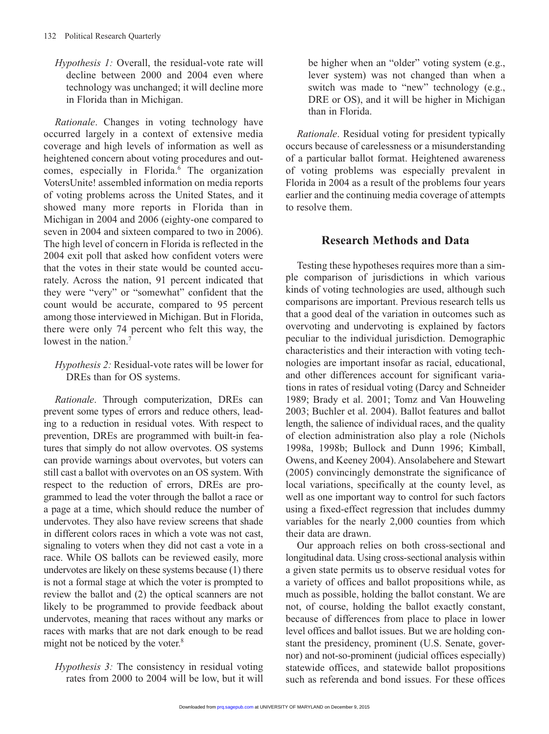*Hypothesis 1:* Overall, the residual-vote rate will decline between 2000 and 2004 even where technology was unchanged; it will decline more in Florida than in Michigan.

*Rationale*. Changes in voting technology have occurred largely in a context of extensive media coverage and high levels of information as well as heightened concern about voting procedures and outcomes, especially in Florida.[6] The organization VotersUnite! assembled information on media reports of voting problems across the United States, and it showed many more reports in Florida than in Michigan in 2004 and 2006 (eighty-one compared to seven in 2004 and sixteen compared to two in 2006). The high level of concern in Florida is reflected in the 2004 exit poll that asked how confident voters were that the votes in their state would be counted accurately. Across the nation, 91 percent indicated that they were "very" or "somewhat" confident that the count would be accurate, compared to 95 percent among those interviewed in Michigan. But in Florida, there were only 74 percent who felt this way, the lowest in the nation.[7]

*Hypothesis 2:* Residual-vote rates will be lower for DREs than for OS systems.

*Rationale*. Through computerization, DREs can prevent some types of errors and reduce others, leading to a reduction in residual votes. With respect to prevention, DREs are programmed with built-in features that simply do not allow overvotes. OS systems can provide warnings about overvotes, but voters can still cast a ballot with overvotes on an OS system. With respect to the reduction of errors, DREs are programmed to lead the voter through the ballot a race or a page at a time, which should reduce the number of undervotes. They also have review screens that shade in different colors races in which a vote was not cast, signaling to voters when they did not cast a vote in a race. While OS ballots can be reviewed easily, more undervotes are likely on these systems because (1) there is not a formal stage at which the voter is prompted to review the ballot and (2) the optical scanners are not likely to be programmed to provide feedback about undervotes, meaning that races without any marks or races with marks that are not dark enough to be read might not be noticed by the voter.[8]

*Hypothesis 3:* The consistency in residual voting rates from 2000 to 2004 will be low, but it will be higher when an "older" voting system (e.g., lever system) was not changed than when a switch was made to "new" technology (e.g., DRE or OS), and it will be higher in Michigan than in Florida.

*Rationale*. Residual voting for president typically occurs because of carelessness or a misunderstanding of a particular ballot format. Heightened awareness of voting problems was especially prevalent in Florida in 2004 as a result of the problems four years earlier and the continuing media coverage of attempts to resolve them.

## Research Methods and Data

Testing these hypotheses requires more than a simple comparison of jurisdictions in which various kinds of voting technologies are used, although such comparisons are important. Previous research tells us that a good deal of the variation in outcomes such as overvoting and undervoting is explained by factors peculiar to the individual jurisdiction. Demographic characteristics and their interaction with voting technologies are important insofar as racial, educational, and other differences account for significant variations in rates of residual voting (Darcy and Schneider 1989; Brady et al. 2001; Tomz and Van Houweling 2003; Buchler et al. 2004). Ballot features and ballot length, the salience of individual races, and the quality of election administration also play a role (Nichols 1998a, 1998b; Bullock and Dunn 1996; Kimball, Owens, and Keeney 2004). Ansolabehere and Stewart (2005) convincingly demonstrate the significance of local variations, specifically at the county level, as well as one important way to control for such factors using a fixed-effect regression that includes dummy variables for the nearly 2,000 counties from which their data are drawn.

Our approach relies on both cross-sectional and longitudinal data. Using cross-sectional analysis within a given state permits us to observe residual votes for a variety of offices and ballot propositions while, as much as possible, holding the ballot constant. We are not, of course, holding the ballot exactly constant, because of differences from place to place in lower level offices and ballot issues. But we are holding constant the presidency, prominent (U.S. Senate, governor) and not-so-prominent (judicial offices especially) statewide offices, and statewide ballot propositions such as referenda and bond issues. For these offices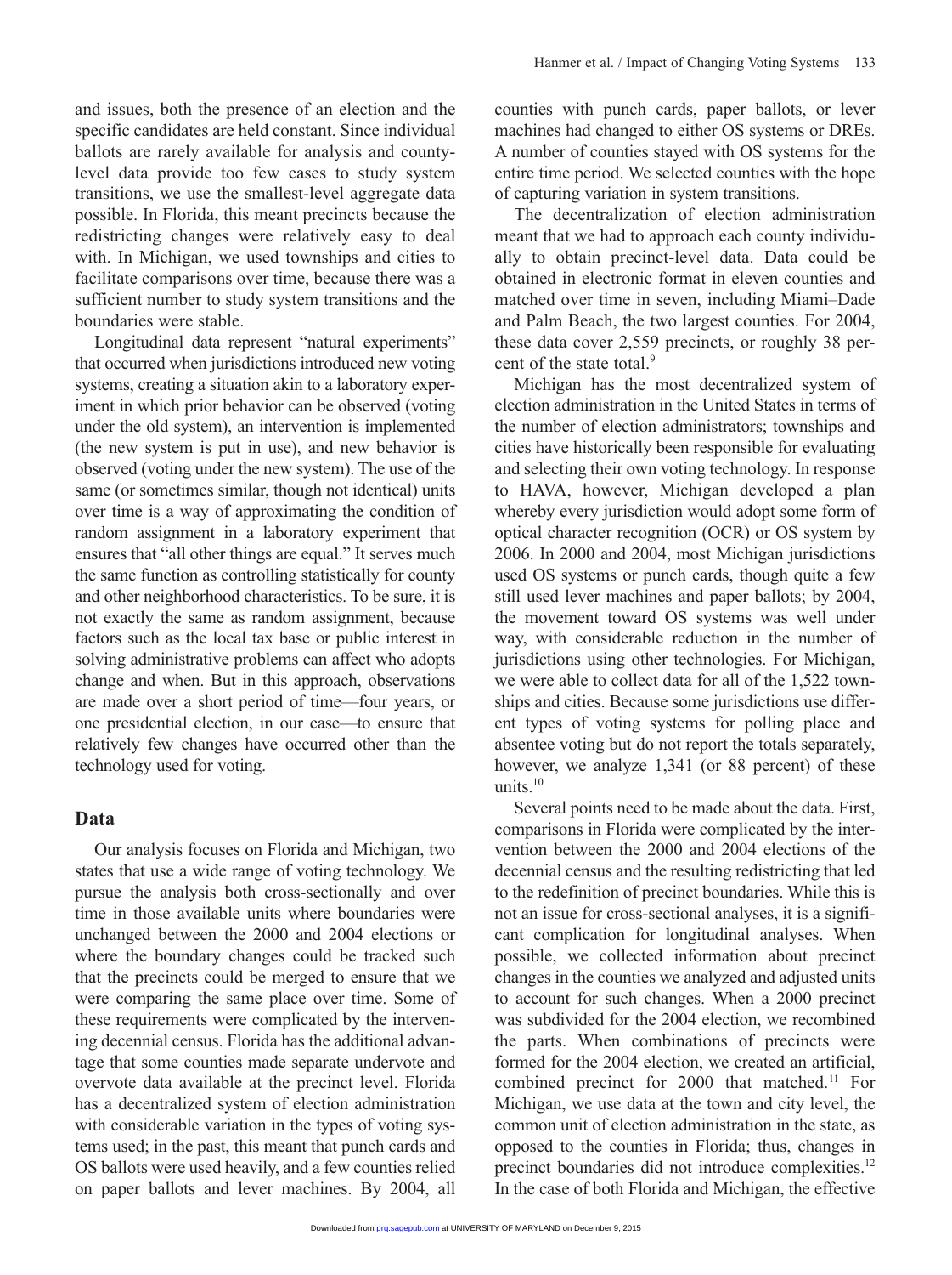and issues, both the presence of an election and the specific candidates are held constant. Since individual ballots are rarely available for analysis and county-level data provide too few cases to study system transitions, we use the smallest-level aggregate data possible. In Florida, this meant precincts because the redistricting changes were relatively easy to deal with. In Michigan, we used townships and cities to facilitate comparisons over time, because there was a sufficient number to study system transitions and the boundaries were stable.

Longitudinal data represent "natural experiments" that occurred when jurisdictions introduced new voting systems, creating a situation akin to a laboratory experiment in which prior behavior can be observed (voting under the old system), an intervention is implemented (the new system is put in use), and new behavior is observed (voting under the new system). The use of the same (or sometimes similar, though not identical) units over time is a way of approximating the condition of random assignment in a laboratory experiment that ensures that "all other things are equal." It serves much the same function as controlling statistically for county and other neighborhood characteristics. To be sure, it is not exactly the same as random assignment, because factors such as the local tax base or public interest in solving administrative problems can affect who adopts change and when. But in this approach, observations are made over a short period of time—four years, or one presidential election, in our case—to ensure that relatively few changes have occurred other than the technology used for voting.

## Data

Our analysis focuses on Florida and Michigan, two states that use a wide range of voting technology. We pursue the analysis both cross-sectionally and over time in those available units where boundaries were unchanged between the 2000 and 2004 elections or where the boundary changes could be tracked such that the precincts could be merged to ensure that we were comparing the same place over time. Some of these requirements were complicated by the intervening decennial census. Florida has the additional advantage that some counties made separate undervote and overvote data available at the precinct level. Florida has a decentralized system of election administration with considerable variation in the types of voting systems used; in the past, this meant that punch cards and OS ballots were used heavily, and a few counties relied on paper ballots and lever machines. By 2004, all counties with punch cards, paper ballots, or lever machines had changed to either OS systems or DREs. A number of counties stayed with OS systems for the entire time period. We selected counties with the hope of capturing variation in system transitions.

The decentralization of election administration meant that we had to approach each county individually to obtain precinct-level data. Data could be obtained in electronic format in eleven counties and matched over time in seven, including Miami–Dade and Palm Beach, the two largest counties. For 2004, these data cover 2,559 precincts, or roughly 38 percent of the state total.[9]

Michigan has the most decentralized system of election administration in the United States in terms of the number of election administrators; townships and cities have historically been responsible for evaluating and selecting their own voting technology. In response to HAVA, however, Michigan developed a plan whereby every jurisdiction would adopt some form of optical character recognition (OCR) or OS system by 2006. In 2000 and 2004, most Michigan jurisdictions used OS systems or punch cards, though quite a few still used lever machines and paper ballots; by 2004, the movement toward OS systems was well under way, with considerable reduction in the number of jurisdictions using other technologies. For Michigan, we were able to collect data for all of the 1,522 townships and cities. Because some jurisdictions use different types of voting systems for polling place and absentee voting but do not report the totals separately, however, we analyze 1,341 (or 88 percent) of these units.[10]

Several points need to be made about the data. First, comparisons in Florida were complicated by the intervention between the 2000 and 2004 elections of the decennial census and the resulting redistricting that led to the redefinition of precinct boundaries. While this is not an issue for cross-sectional analyses, it is a significant complication for longitudinal analyses. When possible, we collected information about precinct changes in the counties we analyzed and adjusted units to account for such changes. When a 2000 precinct was subdivided for the 2004 election, we recombined the parts. When combinations of precincts were formed for the 2004 election, we created an artificial, combined precinct for 2000 that matched.[11] For Michigan, we use data at the town and city level, the common unit of election administration in the state, as opposed to the counties in Florida; thus, changes in precinct boundaries did not introduce complexities.[12] In the case of both Florida and Michigan, the effective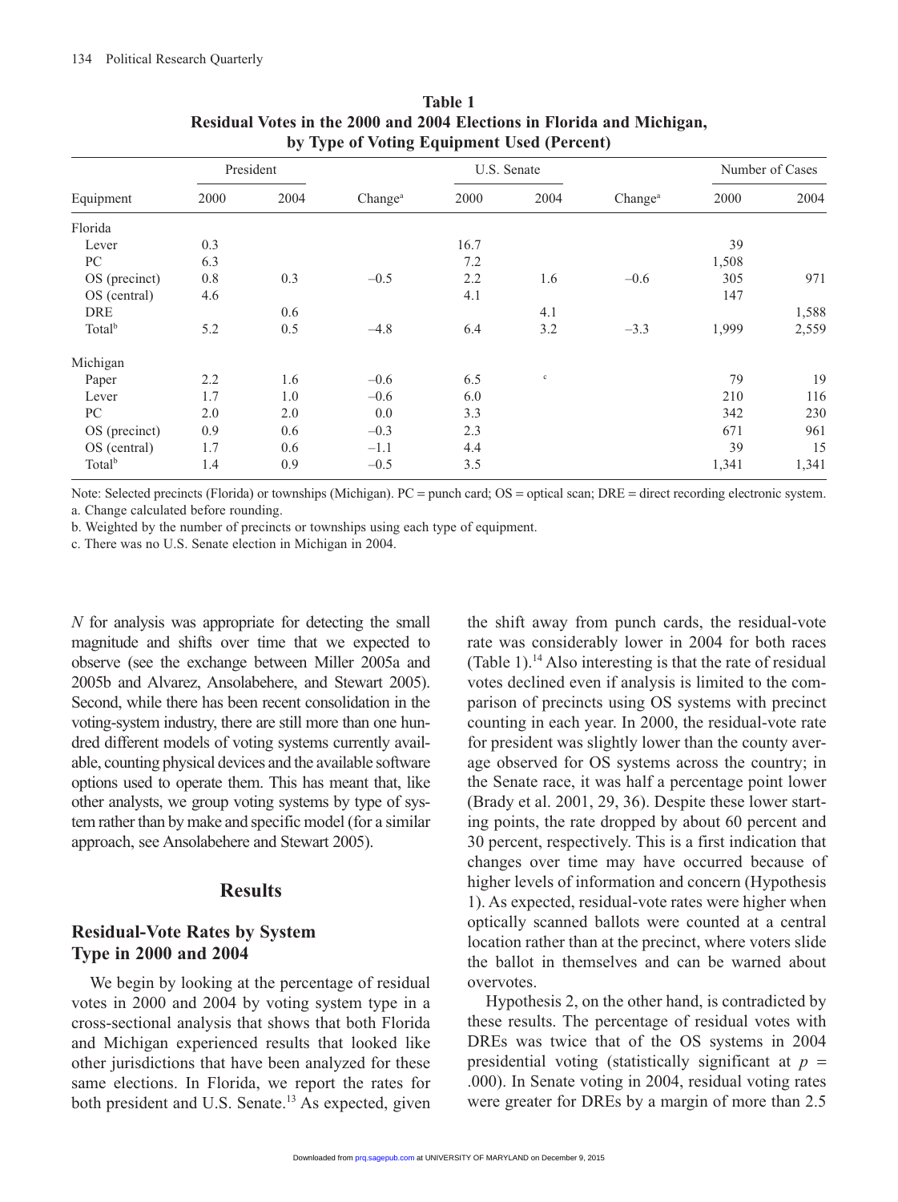**Table 1**
**Residual Votes in the 2000 and 2004 Elections in Florida and Michigan, by Type of Voting Equipment Used (Percent)**

| | President | | | U.S. Senate | | | Number of Cases | |
|---|---|---|---|---|---|---|---|---|
| Equipment | 2000 | 2004 | Change[a] | 2000 | 2004 | Change[a] | 2000 | 2004 |
| Florida | | | | | | | | |
| Lever | 0.3 | | | 16.7 | | | 39 | |
| PC | 6.3 | | | 7.2 | | | 1,508 | |
| OS (precinct) | 0.8 | 0.3 | −0.5 | 2.2 | 1.6 | −0.6 | 305 | 971 |
| OS (central) | 4.6 | | | 4.1 | | | 147 | |
| DRE | | 0.6 | | | 4.1 | | | 1,588 |
| Total[b] | 5.2 | 0.5 | −4.8 | 6.4 | 3.2 | −3.3 | 1,999 | 2,559 |
| Michigan | | | | | | | | |
| Paper | 2.2 | 1.6 | −0.6 | 6.5 | [c] | | 79 | 19 |
| Lever | 1.7 | 1.0 | −0.6 | 6.0 | | | 210 | 116 |
| PC | 2.0 | 2.0 | 0.0 | 3.3 | | | 342 | 230 |
| OS (precinct) | 0.9 | 0.6 | −0.3 | 2.3 | | | 671 | 961 |
| OS (central) | 1.7 | 0.6 | −1.1 | 4.4 | | | 39 | 15 |
| Total[b] | 1.4 | 0.9 | −0.5 | 3.5 | | | 1,341 | 1,341 |

Note: Selected precincts (Florida) or townships (Michigan). PC = punch card; OS = optical scan; DRE = direct recording electronic system.
a. Change calculated before rounding.
b. Weighted by the number of precincts or townships using each type of equipment.
c. There was no U.S. Senate election in Michigan in 2004.

*N* for analysis was appropriate for detecting the small magnitude and shifts over time that we expected to observe (see the exchange between Miller 2005a and 2005b and Alvarez, Ansolabehere, and Stewart 2005). Second, while there has been recent consolidation in the voting-system industry, there are still more than one hundred different models of voting systems currently available, counting physical devices and the available software options used to operate them. This has meant that, like other analysts, we group voting systems by type of system rather than by make and specific model (for a similar approach, see Ansolabehere and Stewart 2005).

## Results

### Residual-Vote Rates by System Type in 2000 and 2004

We begin by looking at the percentage of residual votes in 2000 and 2004 by voting system type in a cross-sectional analysis that shows that both Florida and Michigan experienced results that looked like other jurisdictions that have been analyzed for these same elections. In Florida, we report the rates for both president and U.S. Senate.[13] As expected, given the shift away from punch cards, the residual-vote rate was considerably lower in 2004 for both races (Table 1).[14] Also interesting is that the rate of residual votes declined even if analysis is limited to the comparison of precincts using OS systems with precinct counting in each year. In 2000, the residual-vote rate for president was slightly lower than the county average observed for OS systems across the country; in the Senate race, it was half a percentage point lower (Brady et al. 2001, 29, 36). Despite these lower starting points, the rate dropped by about 60 percent and 30 percent, respectively. This is a first indication that changes over time may have occurred because of higher levels of information and concern (Hypothesis 1). As expected, residual-vote rates were higher when optically scanned ballots were counted at a central location rather than at the precinct, where voters slide the ballot in themselves and can be warned about overvotes.

Hypothesis 2, on the other hand, is contradicted by these results. The percentage of residual votes with DREs was twice that of the OS systems in 2004 presidential voting (statistically significant at $p = .000$). In Senate voting in 2004, residual voting rates were greater for DREs by a margin of more than 2.5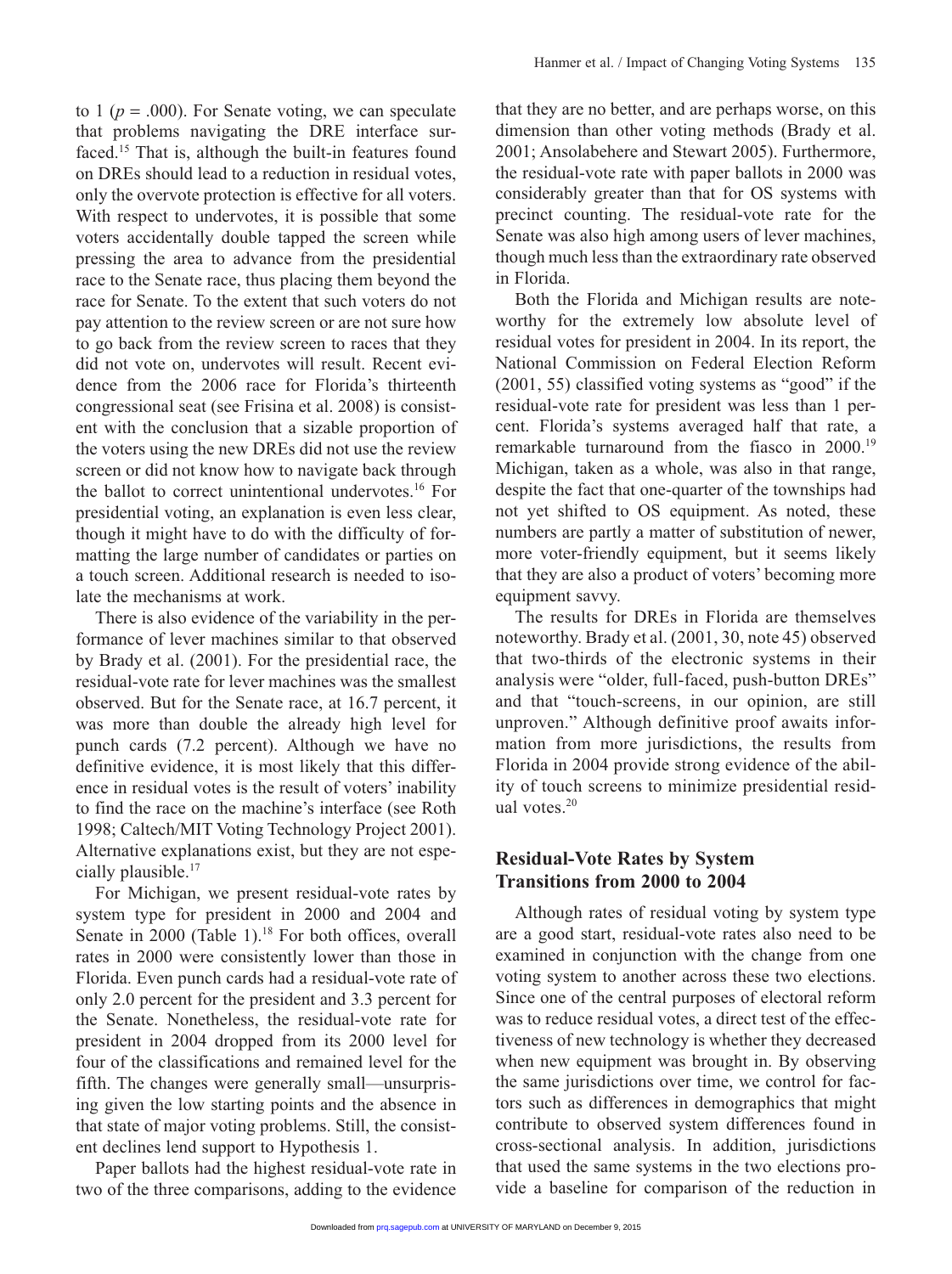to 1 ($p$ = .000). For Senate voting, we can speculate that problems navigating the DRE interface surfaced.[15] That is, although the built-in features found on DREs should lead to a reduction in residual votes, only the overvote protection is effective for all voters. With respect to undervotes, it is possible that some voters accidentally double tapped the screen while pressing the area to advance from the presidential race to the Senate race, thus placing them beyond the race for Senate. To the extent that such voters do not pay attention to the review screen or are not sure how to go back from the review screen to races that they did not vote on, undervotes will result. Recent evidence from the 2006 race for Florida's thirteenth congressional seat (see Frisina et al. 2008) is consistent with the conclusion that a sizable proportion of the voters using the new DREs did not use the review screen or did not know how to navigate back through the ballot to correct unintentional undervotes.[16] For presidential voting, an explanation is even less clear, though it might have to do with the difficulty of formatting the large number of candidates or parties on a touch screen. Additional research is needed to isolate the mechanisms at work.

There is also evidence of the variability in the performance of lever machines similar to that observed by Brady et al. (2001). For the presidential race, the residual-vote rate for lever machines was the smallest observed. But for the Senate race, at 16.7 percent, it was more than double the already high level for punch cards (7.2 percent). Although we have no definitive evidence, it is most likely that this difference in residual votes is the result of voters' inability to find the race on the machine's interface (see Roth 1998; Caltech/MIT Voting Technology Project 2001). Alternative explanations exist, but they are not especially plausible.[17]

For Michigan, we present residual-vote rates by system type for president in 2000 and 2004 and Senate in 2000 (Table 1).[18] For both offices, overall rates in 2000 were consistently lower than those in Florida. Even punch cards had a residual-vote rate of only 2.0 percent for the president and 3.3 percent for the Senate. Nonetheless, the residual-vote rate for president in 2004 dropped from its 2000 level for four of the classifications and remained level for the fifth. The changes were generally small—unsurprising given the low starting points and the absence in that state of major voting problems. Still, the consistent declines lend support to Hypothesis 1.

Paper ballots had the highest residual-vote rate in two of the three comparisons, adding to the evidence that they are no better, and are perhaps worse, on this dimension than other voting methods (Brady et al. 2001; Ansolabehere and Stewart 2005). Furthermore, the residual-vote rate with paper ballots in 2000 was considerably greater than that for OS systems with precinct counting. The residual-vote rate for the Senate was also high among users of lever machines, though much less than the extraordinary rate observed in Florida.

Both the Florida and Michigan results are noteworthy for the extremely low absolute level of residual votes for president in 2004. In its report, the National Commission on Federal Election Reform (2001, 55) classified voting systems as "good" if the residual-vote rate for president was less than 1 percent. Florida's systems averaged half that rate, a remarkable turnaround from the fiasco in 2000.[19] Michigan, taken as a whole, was also in that range, despite the fact that one-quarter of the townships had not yet shifted to OS equipment. As noted, these numbers are partly a matter of substitution of newer, more voter-friendly equipment, but it seems likely that they are also a product of voters' becoming more equipment savvy.

The results for DREs in Florida are themselves noteworthy. Brady et al. (2001, 30, note 45) observed that two-thirds of the electronic systems in their analysis were "older, full-faced, push-button DREs" and that "touch-screens, in our opinion, are still unproven." Although definitive proof awaits information from more jurisdictions, the results from Florida in 2004 provide strong evidence of the ability of touch screens to minimize presidential residual votes.[20]

## Residual-Vote Rates by System Transitions from 2000 to 2004

Although rates of residual voting by system type are a good start, residual-vote rates also need to be examined in conjunction with the change from one voting system to another across these two elections. Since one of the central purposes of electoral reform was to reduce residual votes, a direct test of the effectiveness of new technology is whether they decreased when new equipment was brought in. By observing the same jurisdictions over time, we control for factors such as differences in demographics that might contribute to observed system differences found in cross-sectional analysis. In addition, jurisdictions that used the same systems in the two elections provide a baseline for comparison of the reduction in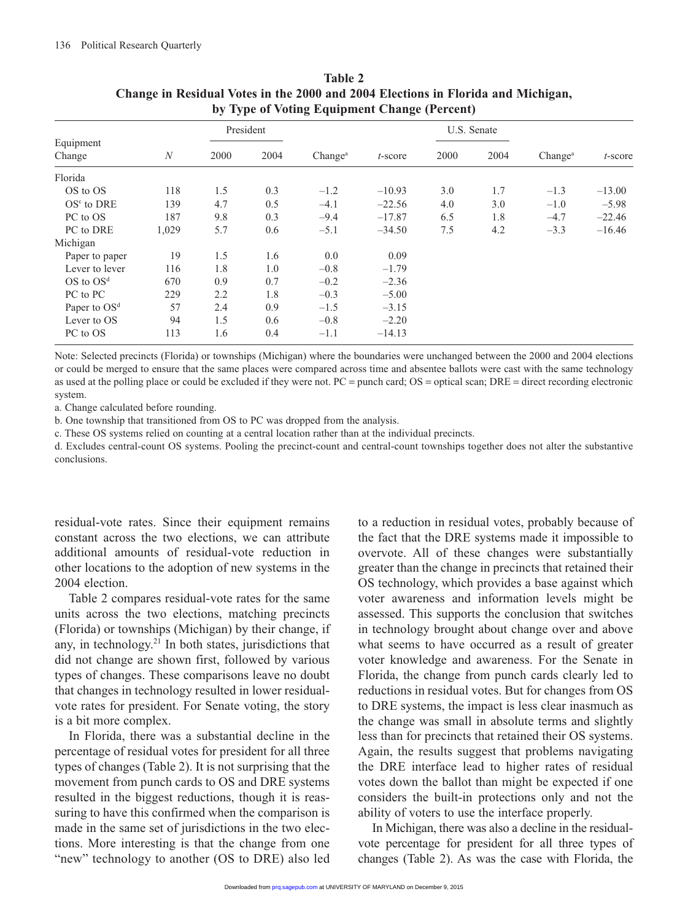**Table 2**
**Change in Residual Votes in the 2000 and 2004 Elections in Florida and Michigan, by Type of Voting Equipment Change (Percent)**

| Equipment Change | N | President 2000 | President 2004 | Change[a] | t-score | U.S. Senate 2000 | U.S. Senate 2004 | Change[a] | t-score |
|---|---|---|---|---|---|---|---|---|---|
| Florida | | | | | | | | | |
| OS to OS | 118 | 1.5 | 0.3 | –1.2 | –10.93 | 3.0 | 1.7 | –1.3 | –13.00 |
| OS[c] to DRE | 139 | 4.7 | 0.5 | –4.1 | –22.56 | 4.0 | 3.0 | –1.0 | –5.98 |
| PC to OS | 187 | 9.8 | 0.3 | –9.4 | –17.87 | 6.5 | 1.8 | –4.7 | –22.46 |
| PC to DRE | 1,029 | 5.7 | 0.6 | –5.1 | –34.50 | 7.5 | 4.2 | –3.3 | –16.46 |
| Michigan | | | | | | | | | |
| Paper to paper | 19 | 1.5 | 1.6 | 0.0 | 0.09 | | | | |
| Lever to lever | 116 | 1.8 | 1.0 | –0.8 | –1.79 | | | | |
| OS to OS[d] | 670 | 0.9 | 0.7 | –0.2 | –2.36 | | | | |
| PC to PC | 229 | 2.2 | 1.8 | –0.3 | –5.00 | | | | |
| Paper to OS[d] | 57 | 2.4 | 0.9 | –1.5 | –3.15 | | | | |
| Lever to OS | 94 | 1.5 | 0.6 | –0.8 | –2.20 | | | | |
| PC to OS | 113 | 1.6 | 0.4 | –1.1 | –14.13 | | | | |

Note: Selected precincts (Florida) or townships (Michigan) where the boundaries were unchanged between the 2000 and 2004 elections or could be merged to ensure that the same places were compared across time and absentee ballots were cast with the same technology as used at the polling place or could be excluded if they were not. PC = punch card; OS = optical scan; DRE = direct recording electronic system.

a. Change calculated before rounding.

b. One township that transitioned from OS to PC was dropped from the analysis.

c. These OS systems relied on counting at a central location rather than at the individual precincts.

d. Excludes central-count OS systems. Pooling the precinct-count and central-count townships together does not alter the substantive conclusions.

residual-vote rates. Since their equipment remains constant across the two elections, we can attribute additional amounts of residual-vote reduction in other locations to the adoption of new systems in the 2004 election.

Table 2 compares residual-vote rates for the same units across the two elections, matching precincts (Florida) or townships (Michigan) by their change, if any, in technology.[21] In both states, jurisdictions that did not change are shown first, followed by various types of changes. These comparisons leave no doubt that changes in technology resulted in lower residual-vote rates for president. For Senate voting, the story is a bit more complex.

In Florida, there was a substantial decline in the percentage of residual votes for president for all three types of changes (Table 2). It is not surprising that the movement from punch cards to OS and DRE systems resulted in the biggest reductions, though it is reassuring to have this confirmed when the comparison is made in the same set of jurisdictions in the two elections. More interesting is that the change from one "new" technology to another (OS to DRE) also led to a reduction in residual votes, probably because of the fact that the DRE systems made it impossible to overvote. All of these changes were substantially greater than the change in precincts that retained their OS technology, which provides a base against which voter awareness and information levels might be assessed. This supports the conclusion that switches in technology brought about change over and above what seems to have occurred as a result of greater voter knowledge and awareness. For the Senate in Florida, the change from punch cards clearly led to reductions in residual votes. But for changes from OS to DRE systems, the impact is less clear inasmuch as the change was small in absolute terms and slightly less than for precincts that retained their OS systems. Again, the results suggest that problems navigating the DRE interface lead to higher rates of residual votes down the ballot than might be expected if one considers the built-in protections only and not the ability of voters to use the interface properly.

In Michigan, there was also a decline in the residual-vote percentage for president for all three types of changes (Table 2). As was the case with Florida, the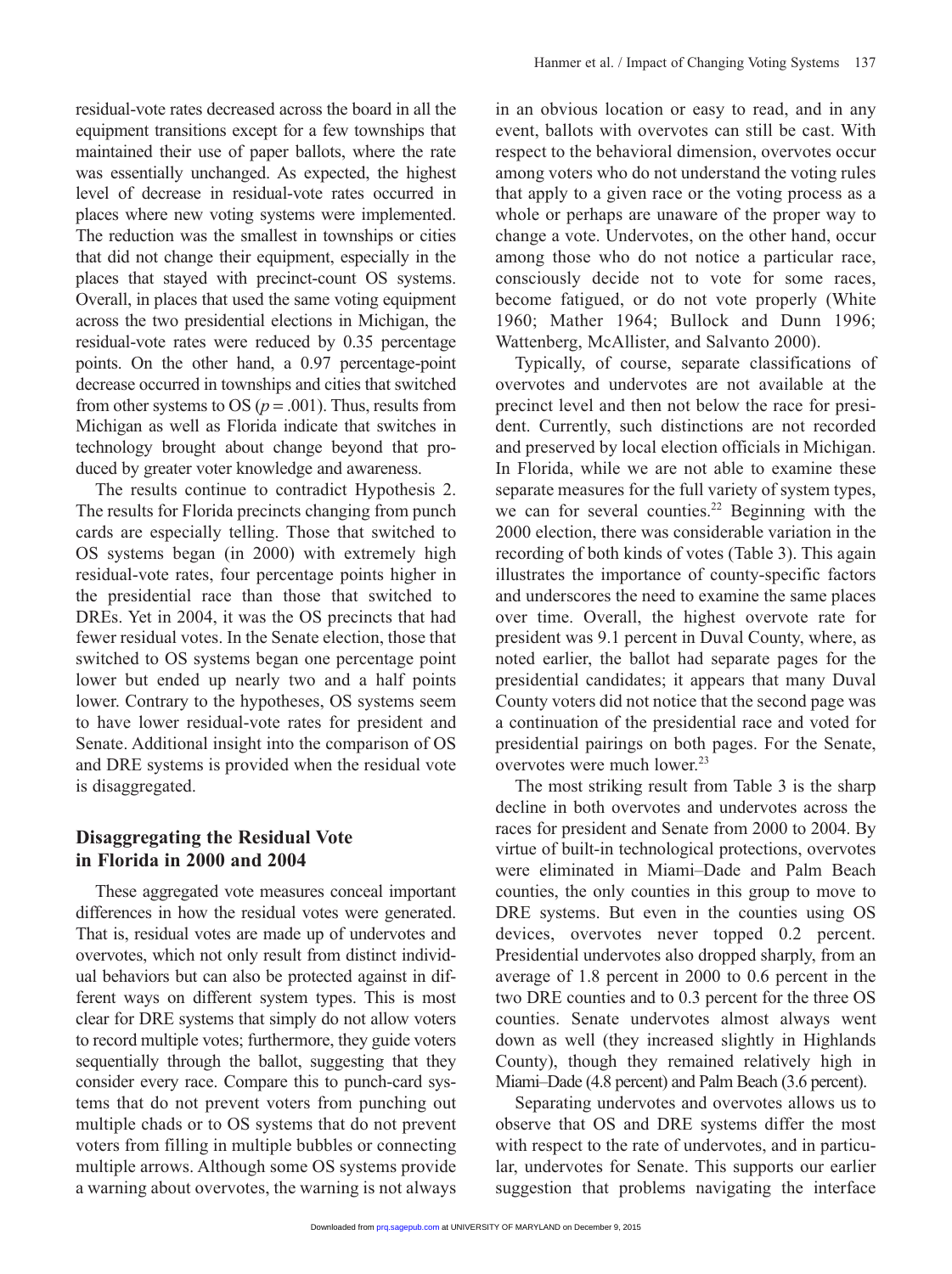residual-vote rates decreased across the board in all the equipment transitions except for a few townships that maintained their use of paper ballots, where the rate was essentially unchanged. As expected, the highest level of decrease in residual-vote rates occurred in places where new voting systems were implemented. The reduction was the smallest in townships or cities that did not change their equipment, especially in the places that stayed with precinct-count OS systems. Overall, in places that used the same voting equipment across the two presidential elections in Michigan, the residual-vote rates were reduced by 0.35 percentage points. On the other hand, a 0.97 percentage-point decrease occurred in townships and cities that switched from other systems to OS ($p = .001$). Thus, results from Michigan as well as Florida indicate that switches in technology brought about change beyond that produced by greater voter knowledge and awareness.

The results continue to contradict Hypothesis 2. The results for Florida precincts changing from punch cards are especially telling. Those that switched to OS systems began (in 2000) with extremely high residual-vote rates, four percentage points higher in the presidential race than those that switched to DREs. Yet in 2004, it was the OS precincts that had fewer residual votes. In the Senate election, those that switched to OS systems began one percentage point lower but ended up nearly two and a half points lower. Contrary to the hypotheses, OS systems seem to have lower residual-vote rates for president and Senate. Additional insight into the comparison of OS and DRE systems is provided when the residual vote is disaggregated.

## Disaggregating the Residual Vote in Florida in 2000 and 2004

These aggregated vote measures conceal important differences in how the residual votes were generated. That is, residual votes are made up of undervotes and overvotes, which not only result from distinct individual behaviors but can also be protected against in different ways on different system types. This is most clear for DRE systems that simply do not allow voters to record multiple votes; furthermore, they guide voters sequentially through the ballot, suggesting that they consider every race. Compare this to punch-card systems that do not prevent voters from punching out multiple chads or to OS systems that do not prevent voters from filling in multiple bubbles or connecting multiple arrows. Although some OS systems provide a warning about overvotes, the warning is not always in an obvious location or easy to read, and in any event, ballots with overvotes can still be cast. With respect to the behavioral dimension, overvotes occur among voters who do not understand the voting rules that apply to a given race or the voting process as a whole or perhaps are unaware of the proper way to change a vote. Undervotes, on the other hand, occur among those who do not notice a particular race, consciously decide not to vote for some races, become fatigued, or do not vote properly (White 1960; Mather 1964; Bullock and Dunn 1996; Wattenberg, McAllister, and Salvanto 2000).

Typically, of course, separate classifications of overvotes and undervotes are not available at the precinct level and then not below the race for president. Currently, such distinctions are not recorded and preserved by local election officials in Michigan. In Florida, while we are not able to examine these separate measures for the full variety of system types, we can for several counties.[22] Beginning with the 2000 election, there was considerable variation in the recording of both kinds of votes (Table 3). This again illustrates the importance of county-specific factors and underscores the need to examine the same places over time. Overall, the highest overvote rate for president was 9.1 percent in Duval County, where, as noted earlier, the ballot had separate pages for the presidential candidates; it appears that many Duval County voters did not notice that the second page was a continuation of the presidential race and voted for presidential pairings on both pages. For the Senate, overvotes were much lower.[23]

The most striking result from Table 3 is the sharp decline in both overvotes and undervotes across the races for president and Senate from 2000 to 2004. By virtue of built-in technological protections, overvotes were eliminated in Miami–Dade and Palm Beach counties, the only counties in this group to move to DRE systems. But even in the counties using OS devices, overvotes never topped 0.2 percent. Presidential undervotes also dropped sharply, from an average of 1.8 percent in 2000 to 0.6 percent in the two DRE counties and to 0.3 percent for the three OS counties. Senate undervotes almost always went down as well (they increased slightly in Highlands County), though they remained relatively high in Miami–Dade (4.8 percent) and Palm Beach (3.6 percent).

Separating undervotes and overvotes allows us to observe that OS and DRE systems differ the most with respect to the rate of undervotes, and in particular, undervotes for Senate. This supports our earlier suggestion that problems navigating the interface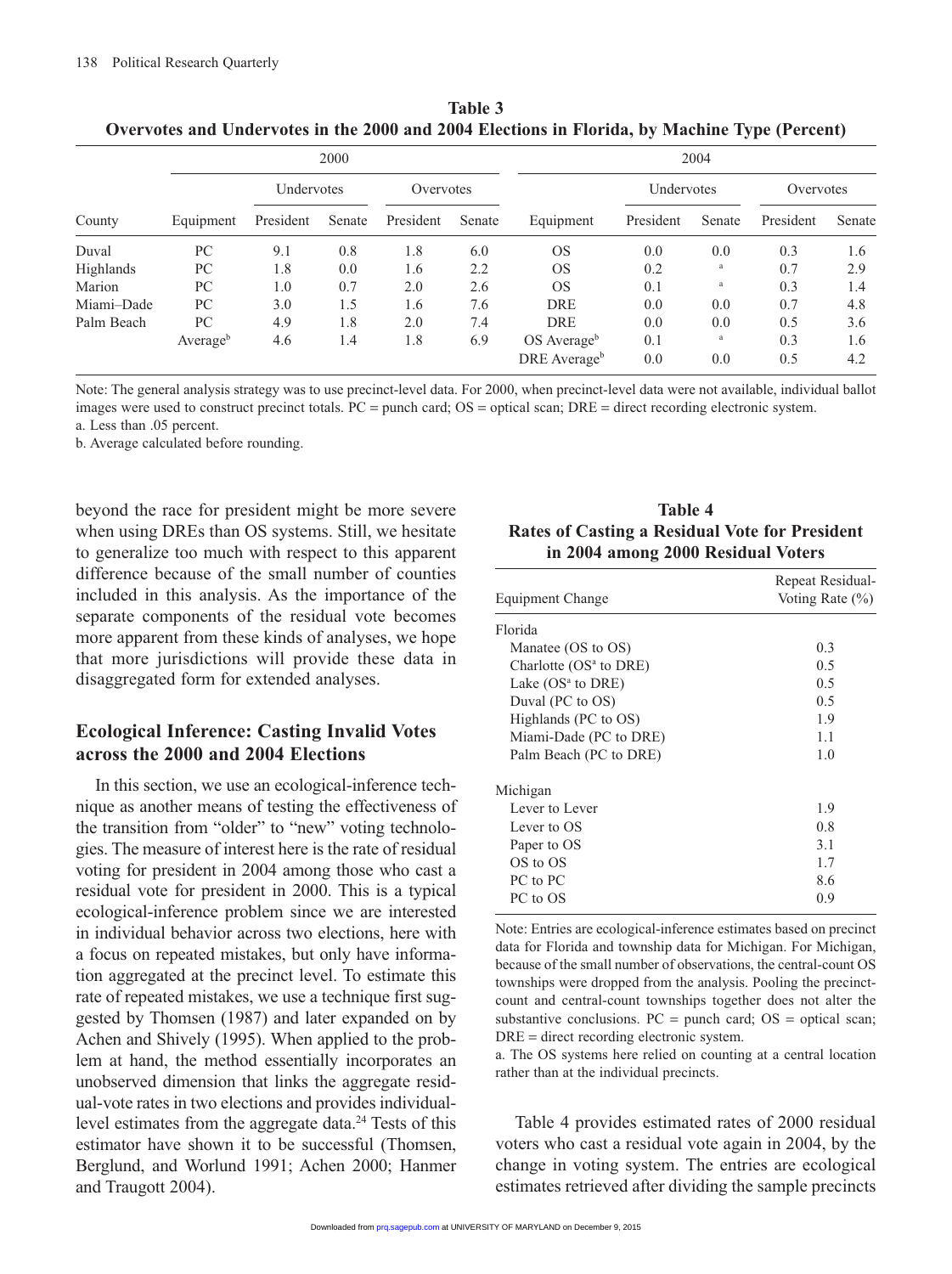**Table 3**
**Overvotes and Undervotes in the 2000 and 2004 Elections in Florida, by Machine Type (Percent)**

| | 2000 | | | | | 2004 | | | | |
|---|---|---|---|---|---|---|---|---|---|---|
| | | Undervotes | | Overvotes | | | Undervotes | | Overvotes | |
| County | Equipment | President | Senate | President | Senate | Equipment | President | Senate | President | Senate |
| Duval | PC | 9.1 | 0.8 | 1.8 | 6.0 | OS | 0.0 | 0.0 | 0.3 | 1.6 |
| Highlands | PC | 1.8 | 0.0 | 1.6 | 2.2 | OS | 0.2 | [a] | 0.7 | 2.9 |
| Marion | PC | 1.0 | 0.7 | 2.0 | 2.6 | OS | 0.1 | [a] | 0.3 | 1.4 |
| Miami–Dade | PC | 3.0 | 1.5 | 1.6 | 7.6 | DRE | 0.0 | 0.0 | 0.7 | 4.8 |
| Palm Beach | PC | 4.9 | 1.8 | 2.0 | 7.4 | DRE | 0.0 | 0.0 | 0.5 | 3.6 |
| | Average[b] | 4.6 | 1.4 | 1.8 | 6.9 | OS Average[b] | 0.1 | [a] | 0.3 | 1.6 |
| | | | | | | DRE Average[b] | 0.0 | 0.0 | 0.5 | 4.2 |

Note: The general analysis strategy was to use precinct-level data. For 2000, when precinct-level data were not available, individual ballot images were used to construct precinct totals. PC = punch card; OS = optical scan; DRE = direct recording electronic system.
a. Less than .05 percent.
b. Average calculated before rounding.

beyond the race for president might be more severe when using DREs than OS systems. Still, we hesitate to generalize too much with respect to this apparent difference because of the small number of counties included in this analysis. As the importance of the separate components of the residual vote becomes more apparent from these kinds of analyses, we hope that more jurisdictions will provide these data in disaggregated form for extended analyses.

## Ecological Inference: Casting Invalid Votes across the 2000 and 2004 Elections

In this section, we use an ecological-inference technique as another means of testing the effectiveness of the transition from "older" to "new" voting technologies. The measure of interest here is the rate of residual voting for president in 2004 among those who cast a residual vote for president in 2000. This is a typical ecological-inference problem since we are interested in individual behavior across two elections, here with a focus on repeated mistakes, but only have information aggregated at the precinct level. To estimate this rate of repeated mistakes, we use a technique first suggested by Thomsen (1987) and later expanded on by Achen and Shively (1995). When applied to the problem at hand, the method essentially incorporates an unobserved dimension that links the aggregate residual-vote rates in two elections and provides individual-level estimates from the aggregate data.[24] Tests of this estimator have shown it to be successful (Thomsen, Berglund, and Worlund 1991; Achen 2000; Hanmer and Traugott 2004).

**Table 4**
**Rates of Casting a Residual Vote for President in 2004 among 2000 Residual Voters**

| Equipment Change | Repeat Residual-Voting Rate (%) |
|---|---|
| Florida | |
| Manatee (OS to OS) | 0.3 |
| Charlotte (OS[a] to DRE) | 0.5 |
| Lake (OS[a] to DRE) | 0.5 |
| Duval (PC to OS) | 0.5 |
| Highlands (PC to OS) | 1.9 |
| Miami-Dade (PC to DRE) | 1.1 |
| Palm Beach (PC to DRE) | 1.0 |
| Michigan | |
| Lever to Lever | 1.9 |
| Lever to OS | 0.8 |
| Paper to OS | 3.1 |
| OS to OS | 1.7 |
| PC to PC | 8.6 |
| PC to OS | 0.9 |

Note: Entries are ecological-inference estimates based on precinct data for Florida and township data for Michigan. For Michigan, because of the small number of observations, the central-count OS townships were dropped from the analysis. Pooling the precinct-count and central-count townships together does not alter the substantive conclusions. PC = punch card; OS = optical scan; DRE = direct recording electronic system.
a. The OS systems here relied on counting at a central location rather than at the individual precincts.

Table 4 provides estimated rates of 2000 residual voters who cast a residual vote again in 2004, by the change in voting system. The entries are ecological estimates retrieved after dividing the sample precincts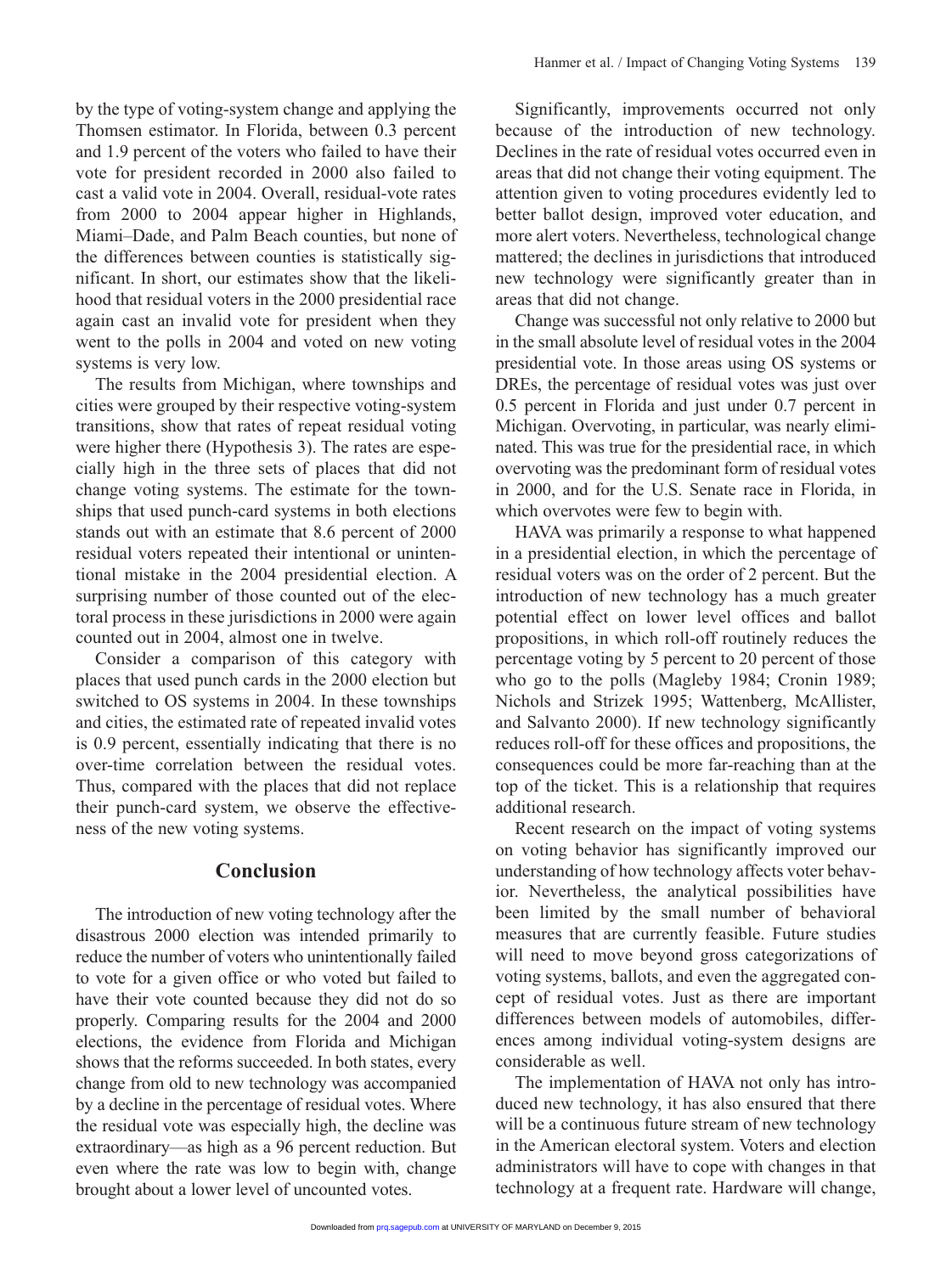by the type of voting-system change and applying the Thomsen estimator. In Florida, between 0.3 percent and 1.9 percent of the voters who failed to have their vote for president recorded in 2000 also failed to cast a valid vote in 2004. Overall, residual-vote rates from 2000 to 2004 appear higher in Highlands, Miami–Dade, and Palm Beach counties, but none of the differences between counties is statistically significant. In short, our estimates show that the likelihood that residual voters in the 2000 presidential race again cast an invalid vote for president when they went to the polls in 2004 and voted on new voting systems is very low.

The results from Michigan, where townships and cities were grouped by their respective voting-system transitions, show that rates of repeat residual voting were higher there (Hypothesis 3). The rates are especially high in the three sets of places that did not change voting systems. The estimate for the townships that used punch-card systems in both elections stands out with an estimate that 8.6 percent of 2000 residual voters repeated their intentional or unintentional mistake in the 2004 presidential election. A surprising number of those counted out of the electoral process in these jurisdictions in 2000 were again counted out in 2004, almost one in twelve.

Consider a comparison of this category with places that used punch cards in the 2000 election but switched to OS systems in 2004. In these townships and cities, the estimated rate of repeated invalid votes is 0.9 percent, essentially indicating that there is no over-time correlation between the residual votes. Thus, compared with the places that did not replace their punch-card system, we observe the effectiveness of the new voting systems.

## Conclusion

The introduction of new voting technology after the disastrous 2000 election was intended primarily to reduce the number of voters who unintentionally failed to vote for a given office or who voted but failed to have their vote counted because they did not do so properly. Comparing results for the 2004 and 2000 elections, the evidence from Florida and Michigan shows that the reforms succeeded. In both states, every change from old to new technology was accompanied by a decline in the percentage of residual votes. Where the residual vote was especially high, the decline was extraordinary—as high as a 96 percent reduction. But even where the rate was low to begin with, change brought about a lower level of uncounted votes.

Significantly, improvements occurred not only because of the introduction of new technology. Declines in the rate of residual votes occurred even in areas that did not change their voting equipment. The attention given to voting procedures evidently led to better ballot design, improved voter education, and more alert voters. Nevertheless, technological change mattered; the declines in jurisdictions that introduced new technology were significantly greater than in areas that did not change.

Change was successful not only relative to 2000 but in the small absolute level of residual votes in the 2004 presidential vote. In those areas using OS systems or DREs, the percentage of residual votes was just over 0.5 percent in Florida and just under 0.7 percent in Michigan. Overvoting, in particular, was nearly eliminated. This was true for the presidential race, in which overvoting was the predominant form of residual votes in 2000, and for the U.S. Senate race in Florida, in which overvotes were few to begin with.

HAVA was primarily a response to what happened in a presidential election, in which the percentage of residual voters was on the order of 2 percent. But the introduction of new technology has a much greater potential effect on lower level offices and ballot propositions, in which roll-off routinely reduces the percentage voting by 5 percent to 20 percent of those who go to the polls (Magleby 1984; Cronin 1989; Nichols and Strizek 1995; Wattenberg, McAllister, and Salvanto 2000). If new technology significantly reduces roll-off for these offices and propositions, the consequences could be more far-reaching than at the top of the ticket. This is a relationship that requires additional research.

Recent research on the impact of voting systems on voting behavior has significantly improved our understanding of how technology affects voter behavior. Nevertheless, the analytical possibilities have been limited by the small number of behavioral measures that are currently feasible. Future studies will need to move beyond gross categorizations of voting systems, ballots, and even the aggregated concept of residual votes. Just as there are important differences between models of automobiles, differences among individual voting-system designs are considerable as well.

The implementation of HAVA not only has introduced new technology, it has also ensured that there will be a continuous future stream of new technology in the American electoral system. Voters and election administrators will have to cope with changes in that technology at a frequent rate. Hardware will change,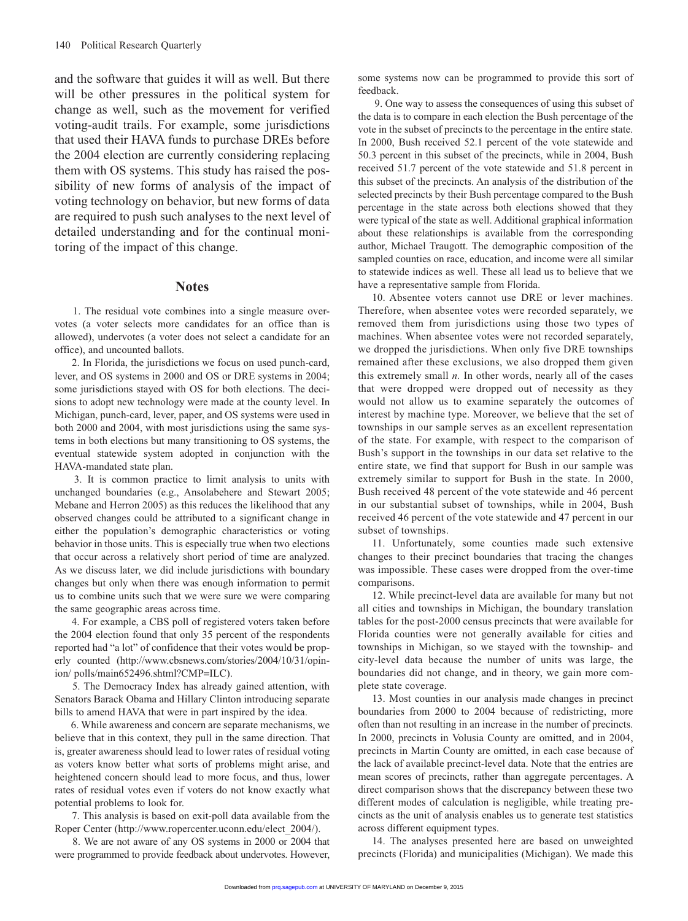and the software that guides it will as well. But there will be other pressures in the political system for change as well, such as the movement for verified voting-audit trails. For example, some jurisdictions that used their HAVA funds to purchase DREs before the 2004 election are currently considering replacing them with OS systems. This study has raised the possibility of new forms of analysis of the impact of voting technology on behavior, but new forms of data are required to push such analyses to the next level of detailed understanding and for the continual monitoring of the impact of this change.

## Notes

1. The residual vote combines into a single measure overvotes (a voter selects more candidates for an office than is allowed), undervotes (a voter does not select a candidate for an office), and uncounted ballots.

2. In Florida, the jurisdictions we focus on used punch-card, lever, and OS systems in 2000 and OS or DRE systems in 2004; some jurisdictions stayed with OS for both elections. The decisions to adopt new technology were made at the county level. In Michigan, punch-card, lever, paper, and OS systems were used in both 2000 and 2004, with most jurisdictions using the same systems in both elections but many transitioning to OS systems, the eventual statewide system adopted in conjunction with the HAVA-mandated state plan.

3. It is common practice to limit analysis to units with unchanged boundaries (e.g., Ansolabehere and Stewart 2005; Mebane and Herron 2005) as this reduces the likelihood that any observed changes could be attributed to a significant change in either the population's demographic characteristics or voting behavior in those units. This is especially true when two elections that occur across a relatively short period of time are analyzed. As we discuss later, we did include jurisdictions with boundary changes but only when there was enough information to permit us to combine units such that we were sure we were comparing the same geographic areas across time.

4. For example, a CBS poll of registered voters taken before the 2004 election found that only 35 percent of the respondents reported had "a lot" of confidence that their votes would be properly counted (http://www.cbsnews.com/stories/2004/10/31/opinion/ polls/main652496.shtml?CMP=ILC).

5. The Democracy Index has already gained attention, with Senators Barack Obama and Hillary Clinton introducing separate bills to amend HAVA that were in part inspired by the idea.

6. While awareness and concern are separate mechanisms, we believe that in this context, they pull in the same direction. That is, greater awareness should lead to lower rates of residual voting as voters know better what sorts of problems might arise, and heightened concern should lead to more focus, and thus, lower rates of residual votes even if voters do not know exactly what potential problems to look for.

7. This analysis is based on exit-poll data available from the Roper Center (http://www.ropercenter.uconn.edu/elect_2004/).

8. We are not aware of any OS systems in 2000 or 2004 that were programmed to provide feedback about undervotes. However, some systems now can be programmed to provide this sort of feedback.

9. One way to assess the consequences of using this subset of the data is to compare in each election the Bush percentage of the vote in the subset of precincts to the percentage in the entire state. In 2000, Bush received 52.1 percent of the vote statewide and 50.3 percent in this subset of the precincts, while in 2004, Bush received 51.7 percent of the vote statewide and 51.8 percent in this subset of the precincts. An analysis of the distribution of the selected precincts by their Bush percentage compared to the Bush percentage in the state across both elections showed that they were typical of the state as well. Additional graphical information about these relationships is available from the corresponding author, Michael Traugott. The demographic composition of the sampled counties on race, education, and income were all similar to statewide indices as well. These all lead us to believe that we have a representative sample from Florida.

10. Absentee voters cannot use DRE or lever machines. Therefore, when absentee votes were recorded separately, we removed them from jurisdictions using those two types of machines. When absentee votes were not recorded separately, we dropped the jurisdictions. When only five DRE townships remained after these exclusions, we also dropped them given this extremely small *n.* In other words, nearly all of the cases that were dropped were dropped out of necessity as they would not allow us to examine separately the outcomes of interest by machine type. Moreover, we believe that the set of townships in our sample serves as an excellent representation of the state. For example, with respect to the comparison of Bush's support in the townships in our data set relative to the entire state, we find that support for Bush in our sample was extremely similar to support for Bush in the state. In 2000, Bush received 48 percent of the vote statewide and 46 percent in our substantial subset of townships, while in 2004, Bush received 46 percent of the vote statewide and 47 percent in our subset of townships.

11. Unfortunately, some counties made such extensive changes to their precinct boundaries that tracing the changes was impossible. These cases were dropped from the over-time comparisons.

12. While precinct-level data are available for many but not all cities and townships in Michigan, the boundary translation tables for the post-2000 census precincts that were available for Florida counties were not generally available for cities and townships in Michigan, so we stayed with the township- and city-level data because the number of units was large, the boundaries did not change, and in theory, we gain more complete state coverage.

13. Most counties in our analysis made changes in precinct boundaries from 2000 to 2004 because of redistricting, more often than not resulting in an increase in the number of precincts. In 2000, precincts in Volusia County are omitted, and in 2004, precincts in Martin County are omitted, in each case because of the lack of available precinct-level data. Note that the entries are mean scores of precincts, rather than aggregate percentages. A direct comparison shows that the discrepancy between these two different modes of calculation is negligible, while treating precincts as the unit of analysis enables us to generate test statistics across different equipment types.

14. The analyses presented here are based on unweighted precincts (Florida) and municipalities (Michigan). We made this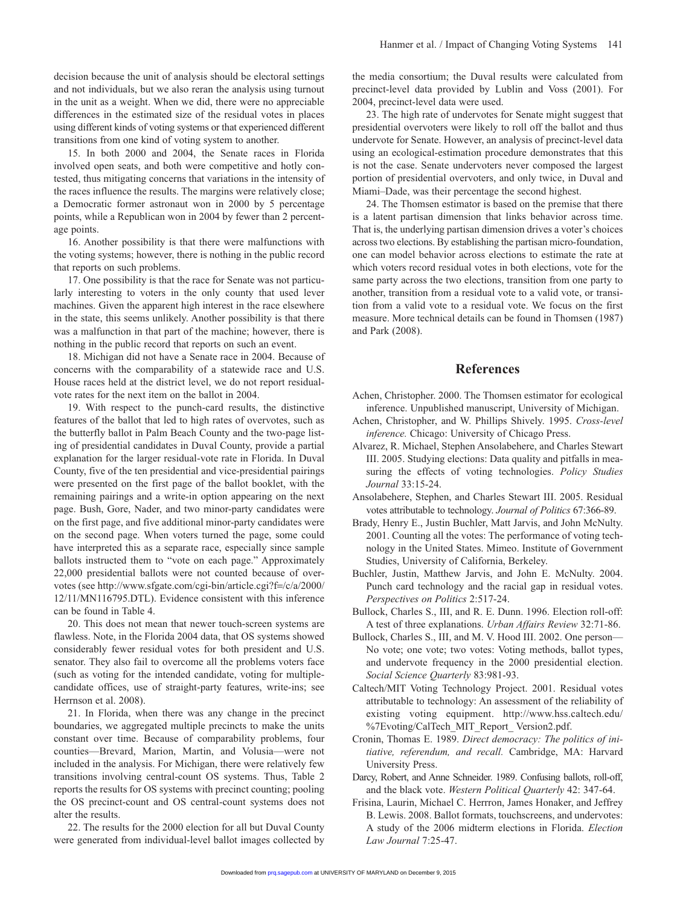decision because the unit of analysis should be electoral settings and not individuals, but we also reran the analysis using turnout in the unit as a weight. When we did, there were no appreciable differences in the estimated size of the residual votes in places using different kinds of voting systems or that experienced different transitions from one kind of voting system to another.

15. In both 2000 and 2004, the Senate races in Florida involved open seats, and both were competitive and hotly contested, thus mitigating concerns that variations in the intensity of the races influence the results. The margins were relatively close; a Democratic former astronaut won in 2000 by 5 percentage points, while a Republican won in 2004 by fewer than 2 percentage points.

16. Another possibility is that there were malfunctions with the voting systems; however, there is nothing in the public record that reports on such problems.

17. One possibility is that the race for Senate was not particularly interesting to voters in the only county that used lever machines. Given the apparent high interest in the race elsewhere in the state, this seems unlikely. Another possibility is that there was a malfunction in that part of the machine; however, there is nothing in the public record that reports on such an event.

18. Michigan did not have a Senate race in 2004. Because of concerns with the comparability of a statewide race and U.S. House races held at the district level, we do not report residual-vote rates for the next item on the ballot in 2004.

19. With respect to the punch-card results, the distinctive features of the ballot that led to high rates of overvotes, such as the butterfly ballot in Palm Beach County and the two-page listing of presidential candidates in Duval County, provide a partial explanation for the larger residual-vote rate in Florida. In Duval County, five of the ten presidential and vice-presidential pairings were presented on the first page of the ballot booklet, with the remaining pairings and a write-in option appearing on the next page. Bush, Gore, Nader, and two minor-party candidates were on the first page, and five additional minor-party candidates were on the second page. When voters turned the page, some could have interpreted this as a separate race, especially since sample ballots instructed them to "vote on each page." Approximately 22,000 presidential ballots were not counted because of overvotes (see http://www.sfgate.com/cgi-bin/article.cgi?f=/c/a/2000/12/11/MN116795.DTL). Evidence consistent with this inference can be found in Table 4.

20. This does not mean that newer touch-screen systems are flawless. Note, in the Florida 2004 data, that OS systems showed considerably fewer residual votes for both president and U.S. senator. They also fail to overcome all the problems voters face (such as voting for the intended candidate, voting for multiple-candidate offices, use of straight-party features, write-ins; see Herrnson et al. 2008).

21. In Florida, when there was any change in the precinct boundaries, we aggregated multiple precincts to make the units constant over time. Because of comparability problems, four counties—Brevard, Marion, Martin, and Volusia—were not included in the analysis. For Michigan, there were relatively few transitions involving central-count OS systems. Thus, Table 2 reports the results for OS systems with precinct counting; pooling the OS precinct-count and OS central-count systems does not alter the results.

22. The results for the 2000 election for all but Duval County were generated from individual-level ballot images collected by the media consortium; the Duval results were calculated from precinct-level data provided by Lublin and Voss (2001). For 2004, precinct-level data were used.

23. The high rate of undervotes for Senate might suggest that presidential overvoters were likely to roll off the ballot and thus undervote for Senate. However, an analysis of precinct-level data using an ecological-estimation procedure demonstrates that this is not the case. Senate undervoters never composed the largest portion of presidential overvoters, and only twice, in Duval and Miami–Dade, was their percentage the second highest.

24. The Thomsen estimator is based on the premise that there is a latent partisan dimension that links behavior across time. That is, the underlying partisan dimension drives a voter's choices across two elections. By establishing the partisan micro-foundation, one can model behavior across elections to estimate the rate at which voters record residual votes in both elections, vote for the same party across the two elections, transition from one party to another, transition from a residual vote to a valid vote, or transition from a valid vote to a residual vote. We focus on the first measure. More technical details can be found in Thomsen (1987) and Park (2008).

## References

Achen, Christopher. 2000. The Thomsen estimator for ecological inference. Unpublished manuscript, University of Michigan.

Achen, Christopher, and W. Phillips Shively. 1995. *Cross-level inference.* Chicago: University of Chicago Press.

Alvarez, R. Michael, Stephen Ansolabehere, and Charles Stewart III. 2005. Studying elections: Data quality and pitfalls in measuring the effects of voting technologies. *Policy Studies Journal* 33:15-24.

Ansolabehere, Stephen, and Charles Stewart III. 2005. Residual votes attributable to technology. *Journal of Politics* 67:366-89.

Brady, Henry E., Justin Buchler, Matt Jarvis, and John McNulty. 2001. Counting all the votes: The performance of voting technology in the United States. Mimeo. Institute of Government Studies, University of California, Berkeley.

Buchler, Justin, Matthew Jarvis, and John E. McNulty. 2004. Punch card technology and the racial gap in residual votes. *Perspectives on Politics* 2:517-24.

Bullock, Charles S., III, and R. E. Dunn. 1996. Election roll-off: A test of three explanations. *Urban Affairs Review* 32:71-86.

Bullock, Charles S., III, and M. V. Hood III. 2002. One person—No vote; one vote; two votes: Voting methods, ballot types, and undervote frequency in the 2000 presidential election. *Social Science Quarterly* 83:981-93.

Caltech/MIT Voting Technology Project. 2001. Residual votes attributable to technology: An assessment of the reliability of existing voting equipment. http://www.hss.caltech.edu/%7Evoting/CalTech_MIT_Report_ Version2.pdf.

Cronin, Thomas E. 1989. *Direct democracy: The politics of initiative, referendum, and recall.* Cambridge, MA: Harvard University Press.

Darcy, Robert, and Anne Schneider. 1989. Confusing ballots, roll-off, and the black vote. *Western Political Quarterly* 42: 347-64.

Frisina, Laurin, Michael C. Herrron, James Honaker, and Jeffrey B. Lewis. 2008. Ballot formats, touchscreens, and undervotes: A study of the 2006 midterm elections in Florida. *Election Law Journal* 7:25-47.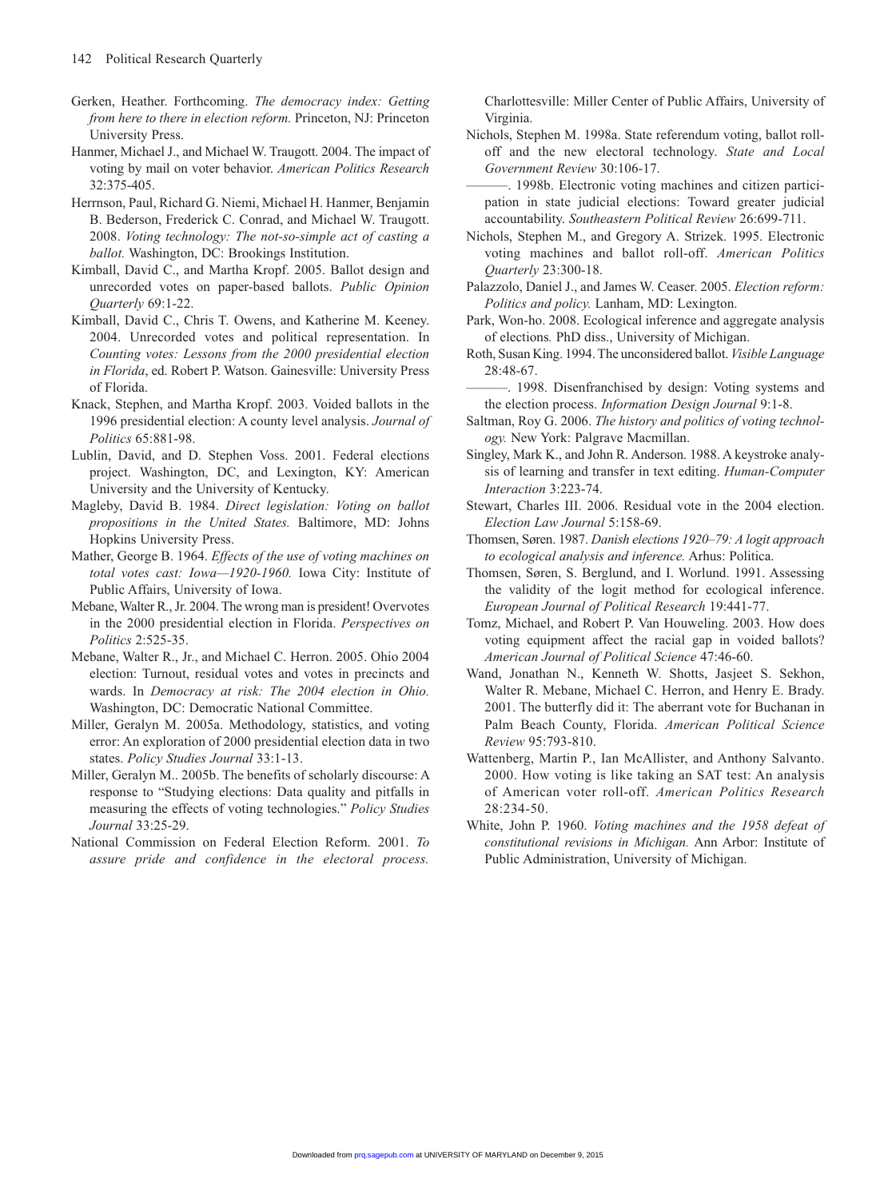Gerken, Heather. Forthcoming. *The democracy index: Getting from here to there in election reform.* Princeton, NJ: Princeton University Press.

Hanmer, Michael J., and Michael W. Traugott. 2004. The impact of voting by mail on voter behavior. *American Politics Research* 32:375-405.

Herrnson, Paul, Richard G. Niemi, Michael H. Hanmer, Benjamin B. Bederson, Frederick C. Conrad, and Michael W. Traugott. 2008. *Voting technology: The not-so-simple act of casting a ballot.* Washington, DC: Brookings Institution.

Kimball, David C., and Martha Kropf. 2005. Ballot design and unrecorded votes on paper-based ballots. *Public Opinion Quarterly* 69:1-22.

Kimball, David C., Chris T. Owens, and Katherine M. Keeney. 2004. Unrecorded votes and political representation. In *Counting votes: Lessons from the 2000 presidential election in Florida*, ed. Robert P. Watson. Gainesville: University Press of Florida.

Knack, Stephen, and Martha Kropf. 2003. Voided ballots in the 1996 presidential election: A county level analysis. *Journal of Politics* 65:881-98.

Lublin, David, and D. Stephen Voss. 2001. Federal elections project. Washington, DC, and Lexington, KY: American University and the University of Kentucky.

Magleby, David B. 1984. *Direct legislation: Voting on ballot propositions in the United States.* Baltimore, MD: Johns Hopkins University Press.

Mather, George B. 1964. *Effects of the use of voting machines on total votes cast: Iowa—1920-1960.* Iowa City: Institute of Public Affairs, University of Iowa.

Mebane, Walter R., Jr. 2004. The wrong man is president! Overvotes in the 2000 presidential election in Florida. *Perspectives on Politics* 2:525-35.

Mebane, Walter R., Jr., and Michael C. Herron. 2005. Ohio 2004 election: Turnout, residual votes and votes in precincts and wards. In *Democracy at risk: The 2004 election in Ohio.* Washington, DC: Democratic National Committee.

Miller, Geralyn M. 2005a. Methodology, statistics, and voting error: An exploration of 2000 presidential election data in two states. *Policy Studies Journal* 33:1-13.

Miller, Geralyn M.. 2005b. The benefits of scholarly discourse: A response to "Studying elections: Data quality and pitfalls in measuring the effects of voting technologies." *Policy Studies Journal* 33:25-29.

National Commission on Federal Election Reform. 2001. *To assure pride and confidence in the electoral process.* Charlottesville: Miller Center of Public Affairs, University of Virginia.

Nichols, Stephen M. 1998a. State referendum voting, ballot roll-off and the new electoral technology. *State and Local Government Review* 30:106-17.

———. 1998b. Electronic voting machines and citizen participation in state judicial elections: Toward greater judicial accountability. *Southeastern Political Review* 26:699-711.

Nichols, Stephen M., and Gregory A. Strizek. 1995. Electronic voting machines and ballot roll-off. *American Politics Quarterly* 23:300-18.

Palazzolo, Daniel J., and James W. Ceaser. 2005. *Election reform: Politics and policy.* Lanham, MD: Lexington.

Park, Won-ho. 2008. Ecological inference and aggregate analysis of elections*.* PhD diss., University of Michigan.

Roth, Susan King. 1994. The unconsidered ballot. *Visible Language* 28:48-67.

———. 1998. Disenfranchised by design: Voting systems and the election process. *Information Design Journal* 9:1-8.

Saltman, Roy G. 2006. *The history and politics of voting technology.* New York: Palgrave Macmillan.

Singley, Mark K., and John R. Anderson. 1988. A keystroke analysis of learning and transfer in text editing. *Human-Computer Interaction* 3:223-74.

Stewart, Charles III. 2006. Residual vote in the 2004 election. *Election Law Journal* 5:158-69.

Thomsen, Søren. 1987. *Danish elections 1920–79: A logit approach to ecological analysis and inference.* Arhus: Politica.

Thomsen, Søren, S. Berglund, and I. Worlund. 1991. Assessing the validity of the logit method for ecological inference. *European Journal of Political Research* 19:441-77.

Tomz, Michael, and Robert P. Van Houweling. 2003. How does voting equipment affect the racial gap in voided ballots? *American Journal of Political Science* 47:46-60.

Wand, Jonathan N., Kenneth W. Shotts, Jasjeet S. Sekhon, Walter R. Mebane, Michael C. Herron, and Henry E. Brady. 2001. The butterfly did it: The aberrant vote for Buchanan in Palm Beach County, Florida. *American Political Science Review* 95:793-810.

Wattenberg, Martin P., Ian McAllister, and Anthony Salvanto. 2000. How voting is like taking an SAT test: An analysis of American voter roll-off. *American Politics Research* 28:234-50.

White, John P. 1960. *Voting machines and the 1958 defeat of constitutional revisions in Michigan.* Ann Arbor: Institute of Public Administration, University of Michigan.